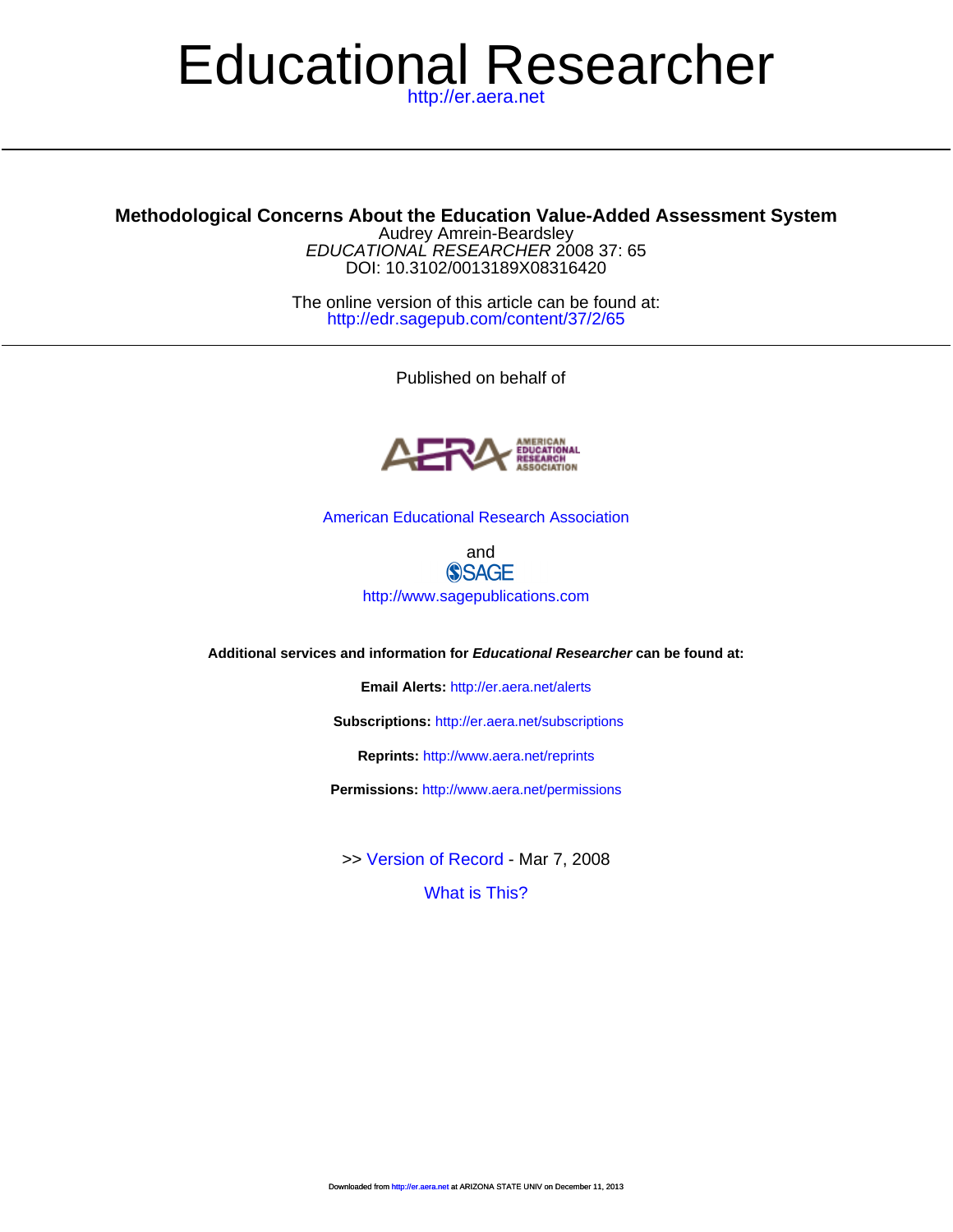# Educational Researcher

http://er.aera.net

## Methodological Concerns About the Education Value-Added Assessment System

Audrey Amrein-Beardsley

*EDUCATIONAL RESEARCHER* 2008 37: 65

DOI: 10.3102/0013189X08316420

The online version of this article can be found at:

http://edr.sagepub.com/content/37/2/65

Published on behalf of

American Educational Research Association

and

SAGE

http://www.sagepublications.com

**Additional services and information for *Educational Researcher* can be found at:**

**Email Alerts:** http://er.aera.net/alerts

**Subscriptions:** http://er.aera.net/subscriptions

**Reprints:** http://www.aera.net/reprints

**Permissions:** http://www.aera.net/permissions

>> Version of Record - Mar 7, 2008

What is This?

Downloaded from http://er.aera.net at ARIZONA STATE UNIV on December 11, 2013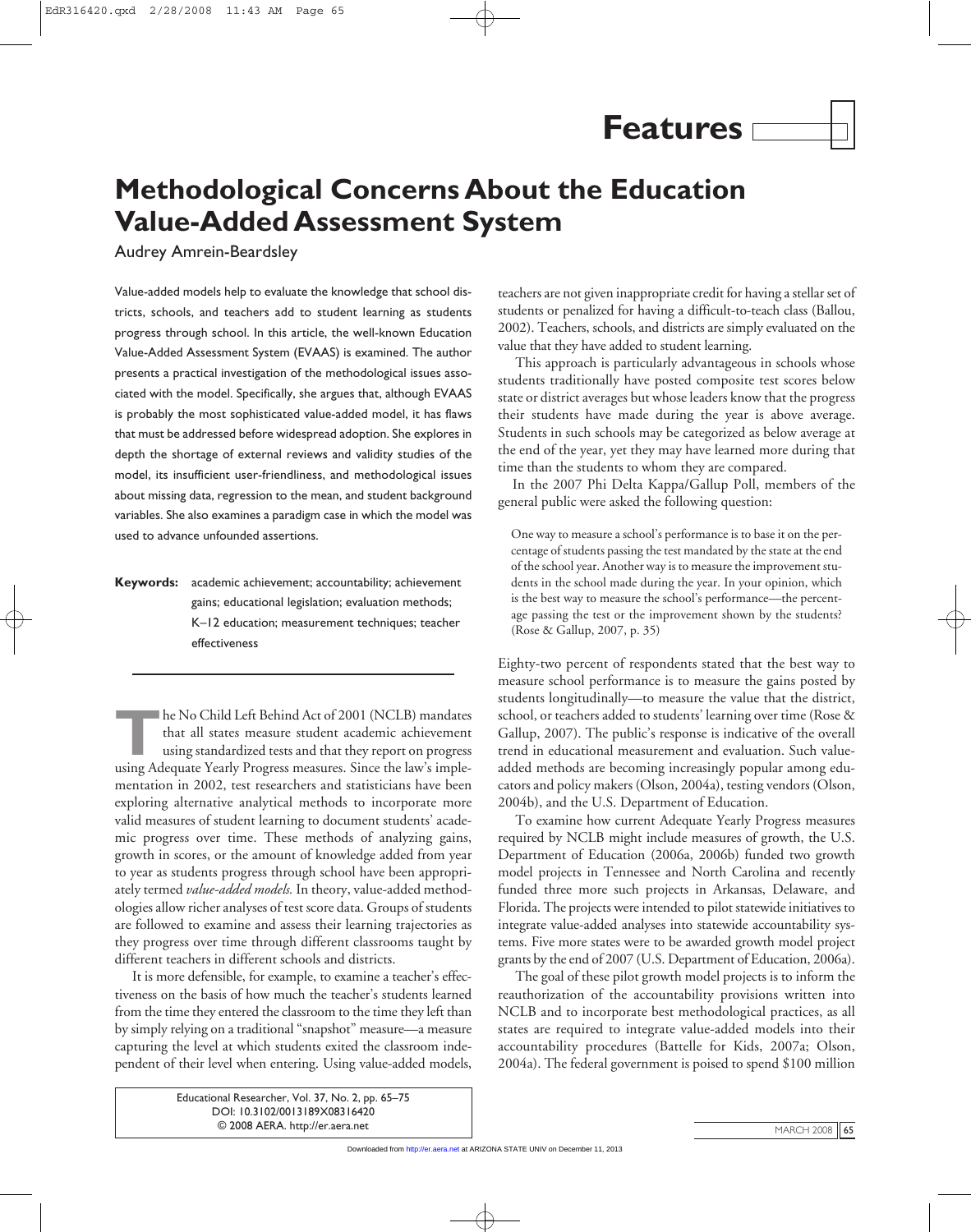## Features

# Methodological Concerns About the Education Value-Added Assessment System

Audrey Amrein-Beardsley

Value-added models help to evaluate the knowledge that school districts, schools, and teachers add to student learning as students progress through school. In this article, the well-known Education Value-Added Assessment System (EVAAS) is examined. The author presents a practical investigation of the methodological issues associated with the model. Specifically, she argues that, although EVAAS is probably the most sophisticated value-added model, it has flaws that must be addressed before widespread adoption. She explores in depth the shortage of external reviews and validity studies of the model, its insufficient user-friendliness, and methodological issues about missing data, regression to the mean, and student background variables. She also examines a paradigm case in which the model was used to advance unfounded assertions.

**Keywords:** academic achievement; accountability; achievement gains; educational legislation; evaluation methods; K–12 education; measurement techniques; teacher effectiveness

---

The No Child Left Behind Act of 2001 (NCLB) mandates that all states measure student academic achievement using standardized tests and that they report on progress using Adequate Yearly Progress measures. Since the law's implementation in 2002, test researchers and statisticians have been exploring alternative analytical methods to incorporate more valid measures of student learning to document students' academic progress over time. These methods of analyzing gains, growth in scores, or the amount of knowledge added from year to year as students progress through school have been appropriately termed *value-added models.* In theory, value-added methodologies allow richer analyses of test score data. Groups of students are followed to examine and assess their learning trajectories as they progress over time through different classrooms taught by different teachers in different schools and districts.

It is more defensible, for example, to examine a teacher's effectiveness on the basis of how much the teacher's students learned from the time they entered the classroom to the time they left than by simply relying on a traditional "snapshot" measure—a measure capturing the level at which students exited the classroom independent of their level when entering. Using value-added models, teachers are not given inappropriate credit for having a stellar set of students or penalized for having a difficult-to-teach class (Ballou, 2002). Teachers, schools, and districts are simply evaluated on the value that they have added to student learning.

This approach is particularly advantageous in schools whose students traditionally have posted composite test scores below state or district averages but whose leaders know that the progress their students have made during the year is above average. Students in such schools may be categorized as below average at the end of the year, yet they may have learned more during that time than the students to whom they are compared.

In the 2007 Phi Delta Kappa/Gallup Poll, members of the general public were asked the following question:

> One way to measure a school's performance is to base it on the percentage of students passing the test mandated by the state at the end of the school year. Another way is to measure the improvement students in the school made during the year. In your opinion, which is the best way to measure the school's performance—the percentage passing the test or the improvement shown by the students? (Rose & Gallup, 2007, p. 35)

Eighty-two percent of respondents stated that the best way to measure school performance is to measure the gains posted by students longitudinally—to measure the value that the district, school, or teachers added to students' learning over time (Rose & Gallup, 2007). The public's response is indicative of the overall trend in educational measurement and evaluation. Such value-added methods are becoming increasingly popular among educators and policy makers (Olson, 2004a), testing vendors (Olson, 2004b), and the U.S. Department of Education.

To examine how current Adequate Yearly Progress measures required by NCLB might include measures of growth, the U.S. Department of Education (2006a, 2006b) funded two growth model projects in Tennessee and North Carolina and recently funded three more such projects in Arkansas, Delaware, and Florida. The projects were intended to pilot statewide initiatives to integrate value-added analyses into statewide accountability systems. Five more states were to be awarded growth model project grants by the end of 2007 (U.S. Department of Education, 2006a).

The goal of these pilot growth model projects is to inform the reauthorization of the accountability provisions written into NCLB and to incorporate best methodological practices, as all states are required to integrate value-added models into their accountability procedures (Battelle for Kids, 2007a; Olson, 2004a). The federal government is poised to spend $100 million

Educational Researcher, Vol. 37, No. 2, pp. 65–75
DOI: 10.3102/0013189X08316420
© 2008 AERA. http://er.aera.net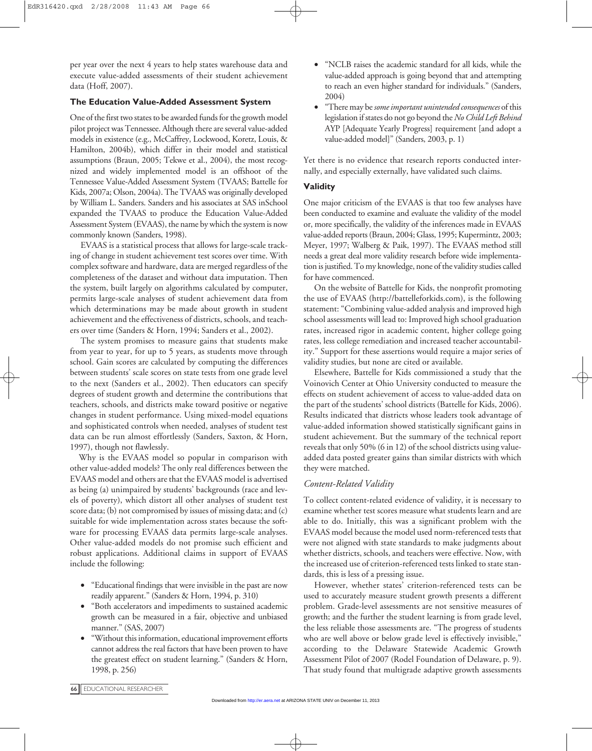per year over the next 4 years to help states warehouse data and execute value-added assessments of their student achievement data (Hoff, 2007).

### The Education Value-Added Assessment System

One of the first two states to be awarded funds for the growth model pilot project was Tennessee. Although there are several value-added models in existence (e.g., McCaffrey, Lockwood, Koretz, Louis, & Hamilton, 2004b), which differ in their model and statistical assumptions (Braun, 2005; Tekwe et al., 2004), the most recognized and widely implemented model is an offshoot of the Tennessee Value-Added Assessment System (TVAAS; Battelle for Kids, 2007a; Olson, 2004a). The TVAAS was originally developed by William L. Sanders. Sanders and his associates at SAS inSchool expanded the TVAAS to produce the Education Value-Added Assessment System (EVAAS), the name by which the system is now commonly known (Sanders, 1998).

EVAAS is a statistical process that allows for large-scale tracking of change in student achievement test scores over time. With complex software and hardware, data are merged regardless of the completeness of the dataset and without data imputation. Then the system, built largely on algorithms calculated by computer, permits large-scale analyses of student achievement data from which determinations may be made about growth in student achievement and the effectiveness of districts, schools, and teachers over time (Sanders & Horn, 1994; Sanders et al., 2002).

The system promises to measure gains that students make from year to year, for up to 5 years, as students move through school. Gain scores are calculated by computing the differences between students' scale scores on state tests from one grade level to the next (Sanders et al., 2002). Then educators can specify degrees of student growth and determine the contributions that teachers, schools, and districts make toward positive or negative changes in student performance. Using mixed-model equations and sophisticated controls when needed, analyses of student test data can be run almost effortlessly (Sanders, Saxton, & Horn, 1997), though not flawlessly.

Why is the EVAAS model so popular in comparison with other value-added models? The only real differences between the EVAAS model and others are that the EVAAS model is advertised as being (a) unimpaired by students' backgrounds (race and levels of poverty), which distort all other analyses of student test score data; (b) not compromised by issues of missing data; and (c) suitable for wide implementation across states because the software for processing EVAAS data permits large-scale analyses. Other value-added models do not promise such efficient and robust applications. Additional claims in support of EVAAS include the following:

- "Educational findings that were invisible in the past are now readily apparent." (Sanders & Horn, 1994, p. 310)
- "Both accelerators and impediments to sustained academic growth can be measured in a fair, objective and unbiased manner." (SAS, 2007)
- "Without this information, educational improvement efforts cannot address the real factors that have been proven to have the greatest effect on student learning." (Sanders & Horn, 1998, p. 256)
- "NCLB raises the academic standard for all kids, while the value-added approach is going beyond that and attempting to reach an even higher standard for individuals." (Sanders, 2004)
- "There may be *some important unintended consequences* of this legislation if states do not go beyond the *No Child Left Behind* AYP [Adequate Yearly Progress] requirement [and adopt a value-added model]" (Sanders, 2003, p. 1)

Yet there is no evidence that research reports conducted internally, and especially externally, have validated such claims.

### Validity

One major criticism of the EVAAS is that too few analyses have been conducted to examine and evaluate the validity of the model or, more specifically, the validity of the inferences made in EVAAS value-added reports (Braun, 2004; Glass, 1995; Kupermintz, 2003; Meyer, 1997; Walberg & Paik, 1997). The EVAAS method still needs a great deal more validity research before wide implementation is justified. To my knowledge, none of the validity studies called for have commenced.

On the website of Battelle for Kids, the nonprofit promoting the use of EVAAS (http://battelleforkids.com), is the following statement: "Combining value-added analysis and improved high school assessments will lead to: Improved high school graduation rates, increased rigor in academic content, higher college going rates, less college remediation and increased teacher accountability." Support for these assertions would require a major series of validity studies, but none are cited or available.

Elsewhere, Battelle for Kids commissioned a study that the Voinovich Center at Ohio University conducted to measure the effects on student achievement of access to value-added data on the part of the students' school districts (Battelle for Kids, 2006). Results indicated that districts whose leaders took advantage of value-added information showed statistically significant gains in student achievement. But the summary of the technical report reveals that only 50% (6 in 12) of the school districts using value-added data posted greater gains than similar districts with which they were matched.

#### *Content-Related Validity*

To collect content-related evidence of validity, it is necessary to examine whether test scores measure what students learn and are able to do. Initially, this was a significant problem with the EVAAS model because the model used norm-referenced tests that were not aligned with state standards to make judgments about whether districts, schools, and teachers were effective. Now, with the increased use of criterion-referenced tests linked to state standards, this is less of a pressing issue.

However, whether states' criterion-referenced tests can be used to accurately measure student growth presents a different problem. Grade-level assessments are not sensitive measures of growth; and the further the student learning is from grade level, the less reliable those assessments are. "The progress of students who are well above or below grade level is effectively invisible," according to the Delaware Statewide Academic Growth Assessment Pilot of 2007 (Rodel Foundation of Delaware, p. 9). That study found that multigrade adaptive growth assessments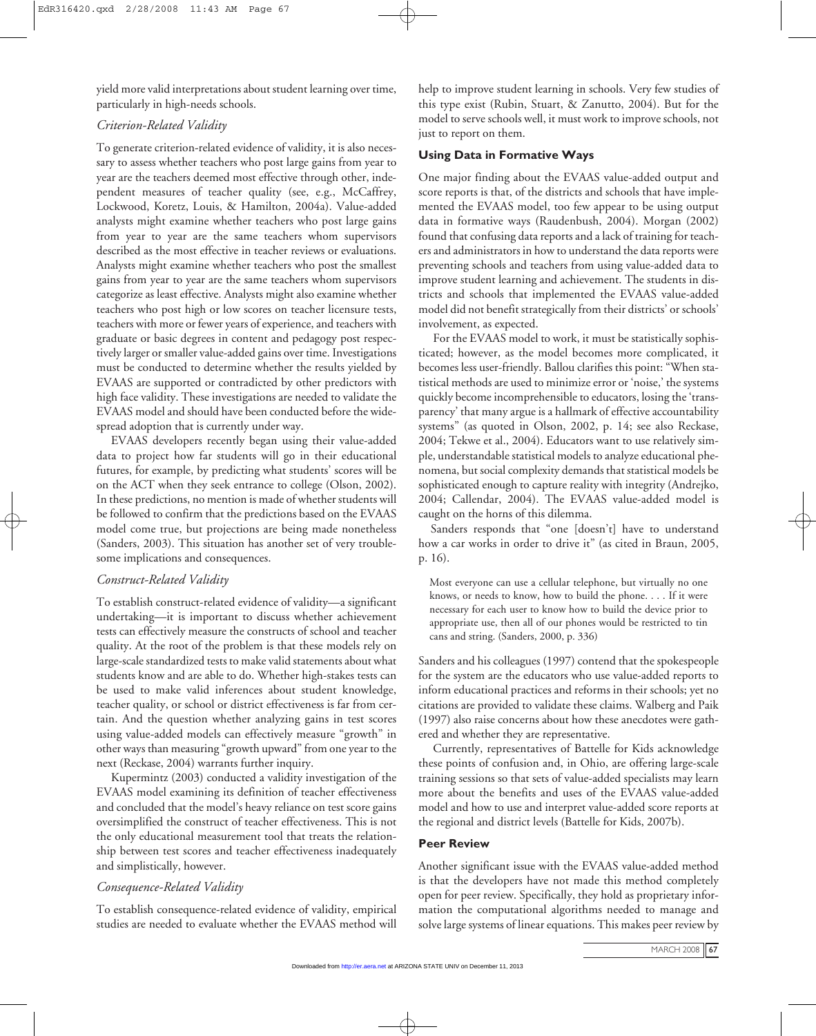yield more valid interpretations about student learning over time, particularly in high-needs schools.

### *Criterion-Related Validity*

To generate criterion-related evidence of validity, it is also necessary to assess whether teachers who post large gains from year to year are the teachers deemed most effective through other, independent measures of teacher quality (see, e.g., McCaffrey, Lockwood, Koretz, Louis, & Hamilton, 2004a). Value-added analysts might examine whether teachers who post large gains from year to year are the same teachers whom supervisors described as the most effective in teacher reviews or evaluations. Analysts might examine whether teachers who post the smallest gains from year to year are the same teachers whom supervisors categorize as least effective. Analysts might also examine whether teachers who post high or low scores on teacher licensure tests, teachers with more or fewer years of experience, and teachers with graduate or basic degrees in content and pedagogy post respectively larger or smaller value-added gains over time. Investigations must be conducted to determine whether the results yielded by EVAAS are supported or contradicted by other predictors with high face validity. These investigations are needed to validate the EVAAS model and should have been conducted before the widespread adoption that is currently under way.

EVAAS developers recently began using their value-added data to project how far students will go in their educational futures, for example, by predicting what students' scores will be on the ACT when they seek entrance to college (Olson, 2002). In these predictions, no mention is made of whether students will be followed to confirm that the predictions based on the EVAAS model come true, but projections are being made nonetheless (Sanders, 2003). This situation has another set of very troublesome implications and consequences.

### *Construct-Related Validity*

To establish construct-related evidence of validity—a significant undertaking—it is important to discuss whether achievement tests can effectively measure the constructs of school and teacher quality. At the root of the problem is that these models rely on large-scale standardized tests to make valid statements about what students know and are able to do. Whether high-stakes tests can be used to make valid inferences about student knowledge, teacher quality, or school or district effectiveness is far from certain. And the question whether analyzing gains in test scores using value-added models can effectively measure "growth" in other ways than measuring "growth upward" from one year to the next (Reckase, 2004) warrants further inquiry.

Kupermintz (2003) conducted a validity investigation of the EVAAS model examining its definition of teacher effectiveness and concluded that the model's heavy reliance on test score gains oversimplified the construct of teacher effectiveness. This is not the only educational measurement tool that treats the relationship between test scores and teacher effectiveness inadequately and simplistically, however.

### *Consequence-Related Validity*

To establish consequence-related evidence of validity, empirical studies are needed to evaluate whether the EVAAS method will help to improve student learning in schools. Very few studies of this type exist (Rubin, Stuart, & Zanutto, 2004). But for the model to serve schools well, it must work to improve schools, not just to report on them.

## **Using Data in Formative Ways**

One major finding about the EVAAS value-added output and score reports is that, of the districts and schools that have implemented the EVAAS model, too few appear to be using output data in formative ways (Raudenbush, 2004). Morgan (2002) found that confusing data reports and a lack of training for teachers and administrators in how to understand the data reports were preventing schools and teachers from using value-added data to improve student learning and achievement. The students in districts and schools that implemented the EVAAS value-added model did not benefit strategically from their districts' or schools' involvement, as expected.

For the EVAAS model to work, it must be statistically sophisticated; however, as the model becomes more complicated, it becomes less user-friendly. Ballou clarifies this point: "When statistical methods are used to minimize error or 'noise,' the systems quickly become incomprehensible to educators, losing the 'transparency' that many argue is a hallmark of effective accountability systems" (as quoted in Olson, 2002, p. 14; see also Reckase, 2004; Tekwe et al., 2004). Educators want to use relatively simple, understandable statistical models to analyze educational phenomena, but social complexity demands that statistical models be sophisticated enough to capture reality with integrity (Andrejko, 2004; Callendar, 2004). The EVAAS value-added model is caught on the horns of this dilemma.

Sanders responds that "one [doesn't] have to understand how a car works in order to drive it" (as cited in Braun, 2005, p. 16).

> Most everyone can use a cellular telephone, but virtually no one knows, or needs to know, how to build the phone. . . . If it were necessary for each user to know how to build the device prior to appropriate use, then all of our phones would be restricted to tin cans and string. (Sanders, 2000, p. 336)

Sanders and his colleagues (1997) contend that the spokespeople for the system are the educators who use value-added reports to inform educational practices and reforms in their schools; yet no citations are provided to validate these claims. Walberg and Paik (1997) also raise concerns about how these anecdotes were gathered and whether they are representative.

Currently, representatives of Battelle for Kids acknowledge these points of confusion and, in Ohio, are offering large-scale training sessions so that sets of value-added specialists may learn more about the benefits and uses of the EVAAS value-added model and how to use and interpret value-added score reports at the regional and district levels (Battelle for Kids, 2007b).

## **Peer Review**

Another significant issue with the EVAAS value-added method is that the developers have not made this method completely open for peer review. Specifically, they hold as proprietary information the computational algorithms needed to manage and solve large systems of linear equations. This makes peer review by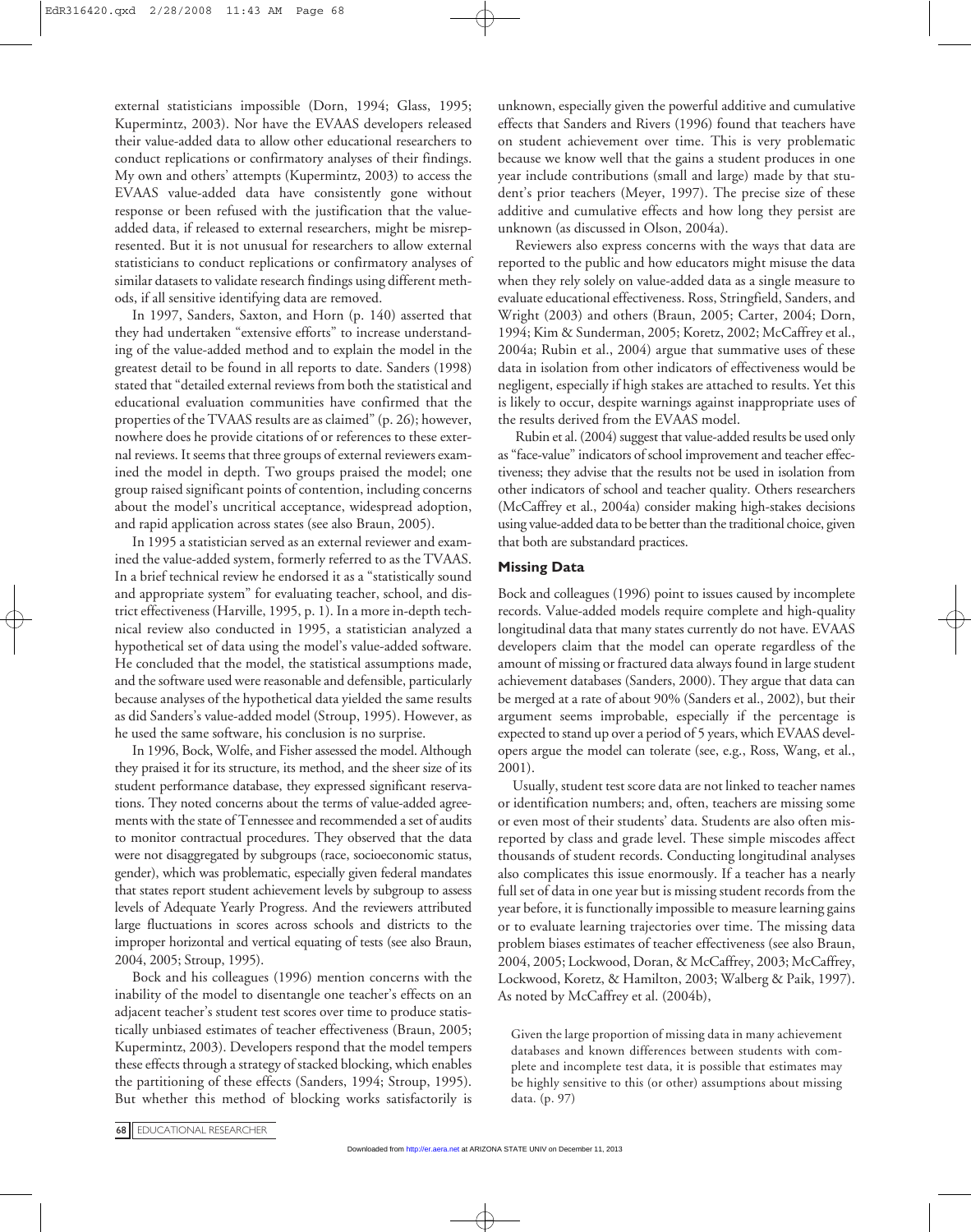external statisticians impossible (Dorn, 1994; Glass, 1995; Kupermintz, 2003). Nor have the EVAAS developers released their value-added data to allow other educational researchers to conduct replications or confirmatory analyses of their findings. My own and others' attempts (Kupermintz, 2003) to access the EVAAS value-added data have consistently gone without response or been refused with the justification that the value-added data, if released to external researchers, might be misrepresented. But it is not unusual for researchers to allow external statisticians to conduct replications or confirmatory analyses of similar datasets to validate research findings using different methods, if all sensitive identifying data are removed.

In 1997, Sanders, Saxton, and Horn (p. 140) asserted that they had undertaken "extensive efforts" to increase understanding of the value-added method and to explain the model in the greatest detail to be found in all reports to date. Sanders (1998) stated that "detailed external reviews from both the statistical and educational evaluation communities have confirmed that the properties of the TVAAS results are as claimed" (p. 26); however, nowhere does he provide citations of or references to these external reviews. It seems that three groups of external reviewers examined the model in depth. Two groups praised the model; one group raised significant points of contention, including concerns about the model's uncritical acceptance, widespread adoption, and rapid application across states (see also Braun, 2005).

In 1995 a statistician served as an external reviewer and examined the value-added system, formerly referred to as the TVAAS. In a brief technical review he endorsed it as a "statistically sound and appropriate system" for evaluating teacher, school, and district effectiveness (Harville, 1995, p. 1). In a more in-depth technical review also conducted in 1995, a statistician analyzed a hypothetical set of data using the model's value-added software. He concluded that the model, the statistical assumptions made, and the software used were reasonable and defensible, particularly because analyses of the hypothetical data yielded the same results as did Sanders's value-added model (Stroup, 1995). However, as he used the same software, his conclusion is no surprise.

In 1996, Bock, Wolfe, and Fisher assessed the model. Although they praised it for its structure, its method, and the sheer size of its student performance database, they expressed significant reservations. They noted concerns about the terms of value-added agreements with the state of Tennessee and recommended a set of audits to monitor contractual procedures. They observed that the data were not disaggregated by subgroups (race, socioeconomic status, gender), which was problematic, especially given federal mandates that states report student achievement levels by subgroup to assess levels of Adequate Yearly Progress. And the reviewers attributed large fluctuations in scores across schools and districts to the improper horizontal and vertical equating of tests (see also Braun, 2004, 2005; Stroup, 1995).

Bock and his colleagues (1996) mention concerns with the inability of the model to disentangle one teacher's effects on an adjacent teacher's student test scores over time to produce statistically unbiased estimates of teacher effectiveness (Braun, 2005; Kupermintz, 2003). Developers respond that the model tempers these effects through a strategy of stacked blocking, which enables the partitioning of these effects (Sanders, 1994; Stroup, 1995). But whether this method of blocking works satisfactorily is unknown, especially given the powerful additive and cumulative effects that Sanders and Rivers (1996) found that teachers have on student achievement over time. This is very problematic because we know well that the gains a student produces in one year include contributions (small and large) made by that student's prior teachers (Meyer, 1997). The precise size of these additive and cumulative effects and how long they persist are unknown (as discussed in Olson, 2004a).

Reviewers also express concerns with the ways that data are reported to the public and how educators might misuse the data when they rely solely on value-added data as a single measure to evaluate educational effectiveness. Ross, Stringfield, Sanders, and Wright (2003) and others (Braun, 2005; Carter, 2004; Dorn, 1994; Kim & Sunderman, 2005; Koretz, 2002; McCaffrey et al., 2004a; Rubin et al., 2004) argue that summative uses of these data in isolation from other indicators of effectiveness would be negligent, especially if high stakes are attached to results. Yet this is likely to occur, despite warnings against inappropriate uses of the results derived from the EVAAS model.

Rubin et al. (2004) suggest that value-added results be used only as "face-value" indicators of school improvement and teacher effectiveness; they advise that the results not be used in isolation from other indicators of school and teacher quality. Others researchers (McCaffrey et al., 2004a) consider making high-stakes decisions using value-added data to be better than the traditional choice, given that both are substandard practices.

## Missing Data

Bock and colleagues (1996) point to issues caused by incomplete records. Value-added models require complete and high-quality longitudinal data that many states currently do not have. EVAAS developers claim that the model can operate regardless of the amount of missing or fractured data always found in large student achievement databases (Sanders, 2000). They argue that data can be merged at a rate of about 90% (Sanders et al., 2002), but their argument seems improbable, especially if the percentage is expected to stand up over a period of 5 years, which EVAAS developers argue the model can tolerate (see, e.g., Ross, Wang, et al., 2001).

Usually, student test score data are not linked to teacher names or identification numbers; and, often, teachers are missing some or even most of their students' data. Students are also often misreported by class and grade level. These simple miscodes affect thousands of student records. Conducting longitudinal analyses also complicates this issue enormously. If a teacher has a nearly full set of data in one year but is missing student records from the year before, it is functionally impossible to measure learning gains or to evaluate learning trajectories over time. The missing data problem biases estimates of teacher effectiveness (see also Braun, 2004, 2005; Lockwood, Doran, & McCaffrey, 2003; McCaffrey, Lockwood, Koretz, & Hamilton, 2003; Walberg & Paik, 1997). As noted by McCaffrey et al. (2004b),

> Given the large proportion of missing data in many achievement databases and known differences between students with complete and incomplete test data, it is possible that estimates may be highly sensitive to this (or other) assumptions about missing data. (p. 97)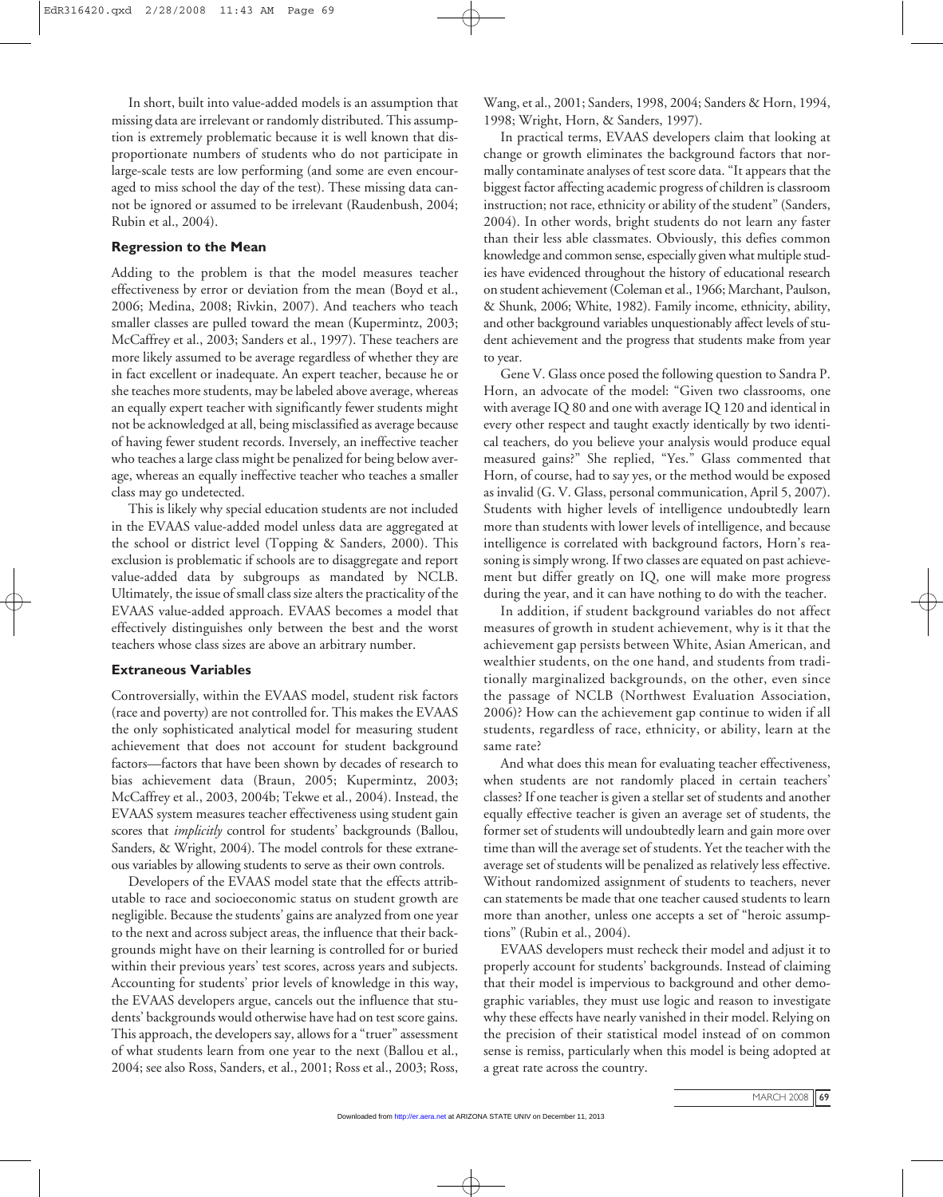In short, built into value-added models is an assumption that missing data are irrelevant or randomly distributed. This assumption is extremely problematic because it is well known that disproportionate numbers of students who do not participate in large-scale tests are low performing (and some are even encouraged to miss school the day of the test). These missing data cannot be ignored or assumed to be irrelevant (Raudenbush, 2004; Rubin et al., 2004).

### Regression to the Mean

Adding to the problem is that the model measures teacher effectiveness by error or deviation from the mean (Boyd et al., 2006; Medina, 2008; Rivkin, 2007). And teachers who teach smaller classes are pulled toward the mean (Kupermintz, 2003; McCaffrey et al., 2003; Sanders et al., 1997). These teachers are more likely assumed to be average regardless of whether they are in fact excellent or inadequate. An expert teacher, because he or she teaches more students, may be labeled above average, whereas an equally expert teacher with significantly fewer students might not be acknowledged at all, being misclassified as average because of having fewer student records. Inversely, an ineffective teacher who teaches a large class might be penalized for being below average, whereas an equally ineffective teacher who teaches a smaller class may go undetected.

This is likely why special education students are not included in the EVAAS value-added model unless data are aggregated at the school or district level (Topping & Sanders, 2000). This exclusion is problematic if schools are to disaggregate and report value-added data by subgroups as mandated by NCLB. Ultimately, the issue of small class size alters the practicality of the EVAAS value-added approach. EVAAS becomes a model that effectively distinguishes only between the best and the worst teachers whose class sizes are above an arbitrary number.

### Extraneous Variables

Controversially, within the EVAAS model, student risk factors (race and poverty) are not controlled for. This makes the EVAAS the only sophisticated analytical model for measuring student achievement that does not account for student background factors—factors that have been shown by decades of research to bias achievement data (Braun, 2005; Kupermintz, 2003; McCaffrey et al., 2003, 2004b; Tekwe et al., 2004). Instead, the EVAAS system measures teacher effectiveness using student gain scores that *implicitly* control for students' backgrounds (Ballou, Sanders, & Wright, 2004). The model controls for these extraneous variables by allowing students to serve as their own controls.

Developers of the EVAAS model state that the effects attributable to race and socioeconomic status on student growth are negligible. Because the students' gains are analyzed from one year to the next and across subject areas, the influence that their backgrounds might have on their learning is controlled for or buried within their previous years' test scores, across years and subjects. Accounting for students' prior levels of knowledge in this way, the EVAAS developers argue, cancels out the influence that students' backgrounds would otherwise have had on test score gains. This approach, the developers say, allows for a "truer" assessment of what students learn from one year to the next (Ballou et al., 2004; see also Ross, Sanders, et al., 2001; Ross et al., 2003; Ross, Wang, et al., 2001; Sanders, 1998, 2004; Sanders & Horn, 1994, 1998; Wright, Horn, & Sanders, 1997).

In practical terms, EVAAS developers claim that looking at change or growth eliminates the background factors that normally contaminate analyses of test score data. "It appears that the biggest factor affecting academic progress of children is classroom instruction; not race, ethnicity or ability of the student" (Sanders, 2004). In other words, bright students do not learn any faster than their less able classmates. Obviously, this defies common knowledge and common sense, especially given what multiple studies have evidenced throughout the history of educational research on student achievement (Coleman et al., 1966; Marchant, Paulson, & Shunk, 2006; White, 1982). Family income, ethnicity, ability, and other background variables unquestionably affect levels of student achievement and the progress that students make from year to year.

Gene V. Glass once posed the following question to Sandra P. Horn, an advocate of the model: "Given two classrooms, one with average IQ 80 and one with average IQ 120 and identical in every other respect and taught exactly identically by two identical teachers, do you believe your analysis would produce equal measured gains?" She replied, "Yes." Glass commented that Horn, of course, had to say yes, or the method would be exposed as invalid (G. V. Glass, personal communication, April 5, 2007). Students with higher levels of intelligence undoubtedly learn more than students with lower levels of intelligence, and because intelligence is correlated with background factors, Horn's reasoning is simply wrong. If two classes are equated on past achievement but differ greatly on IQ, one will make more progress during the year, and it can have nothing to do with the teacher.

In addition, if student background variables do not affect measures of growth in student achievement, why is it that the achievement gap persists between White, Asian American, and wealthier students, on the one hand, and students from traditionally marginalized backgrounds, on the other, even since the passage of NCLB (Northwest Evaluation Association, 2006)? How can the achievement gap continue to widen if all students, regardless of race, ethnicity, or ability, learn at the same rate?

And what does this mean for evaluating teacher effectiveness, when students are not randomly placed in certain teachers' classes? If one teacher is given a stellar set of students and another equally effective teacher is given an average set of students, the former set of students will undoubtedly learn and gain more over time than will the average set of students. Yet the teacher with the average set of students will be penalized as relatively less effective. Without randomized assignment of students to teachers, never can statements be made that one teacher caused students to learn more than another, unless one accepts a set of "heroic assumptions" (Rubin et al., 2004).

EVAAS developers must recheck their model and adjust it to properly account for students' backgrounds. Instead of claiming that their model is impervious to background and other demographic variables, they must use logic and reason to investigate why these effects have nearly vanished in their model. Relying on the precision of their statistical model instead of on common sense is remiss, particularly when this model is being adopted at a great rate across the country.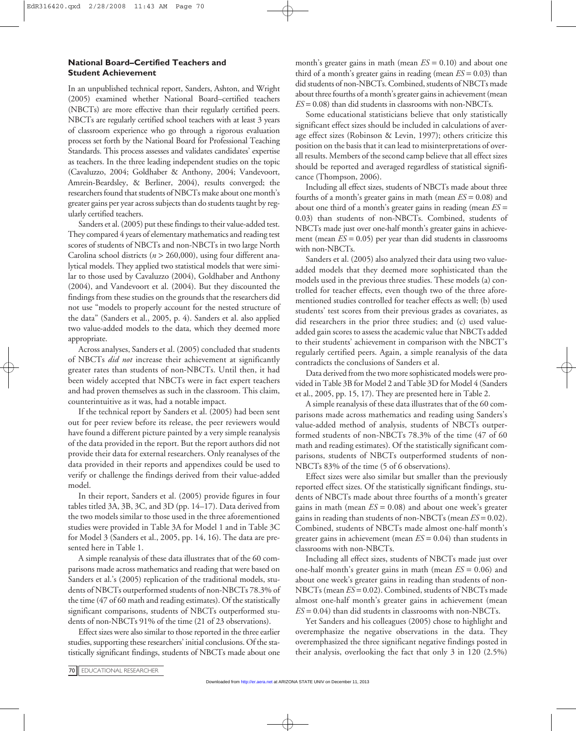### National Board–Certified Teachers and Student Achievement

In an unpublished technical report, Sanders, Ashton, and Wright (2005) examined whether National Board–certified teachers (NBCTs) are more effective than their regularly certified peers. NBCTs are regularly certified school teachers with at least 3 years of classroom experience who go through a rigorous evaluation process set forth by the National Board for Professional Teaching Standards. This process assesses and validates candidates' expertise as teachers. In the three leading independent studies on the topic (Cavaluzzo, 2004; Goldhaber & Anthony, 2004; Vandevoort, Amrein-Beardsley, & Berliner, 2004), results converged; the researchers found that students of NBCTs make about one month's greater gains per year across subjects than do students taught by regularly certified teachers.

Sanders et al. (2005) put these findings to their value-added test. They compared 4 years of elementary mathematics and reading test scores of students of NBCTs and non-NBCTs in two large North Carolina school districts ($n$ > 260,000), using four different analytical models. They applied two statistical models that were similar to those used by Cavaluzzo (2004), Goldhaber and Anthony (2004), and Vandevoort et al. (2004). But they discounted the findings from these studies on the grounds that the researchers did not use "models to properly account for the nested structure of the data" (Sanders et al., 2005, p. 4). Sanders et al. also applied two value-added models to the data, which they deemed more appropriate.

Across analyses, Sanders et al. (2005) concluded that students of NBCTs *did not* increase their achievement at significantly greater rates than students of non-NBCTs. Until then, it had been widely accepted that NBCTs were in fact expert teachers and had proven themselves as such in the classroom. This claim, counterintuitive as it was, had a notable impact.

If the technical report by Sanders et al. (2005) had been sent out for peer review before its release, the peer reviewers would have found a different picture painted by a very simple reanalysis of the data provided in the report. But the report authors did not provide their data for external researchers. Only reanalyses of the data provided in their reports and appendixes could be used to verify or challenge the findings derived from their value-added model.

In their report, Sanders et al. (2005) provide figures in four tables titled 3A, 3B, 3C, and 3D (pp. 14–17). Data derived from the two models similar to those used in the three aforementioned studies were provided in Table 3A for Model 1 and in Table 3C for Model 3 (Sanders et al., 2005, pp. 14, 16). The data are presented here in Table 1.

A simple reanalysis of these data illustrates that of the 60 comparisons made across mathematics and reading that were based on Sanders et al.'s (2005) replication of the traditional models, students of NBCTs outperformed students of non-NBCTs 78.3% of the time (47 of 60 math and reading estimates). Of the statistically significant comparisons, students of NBCTs outperformed students of non-NBCTs 91% of the time (21 of 23 observations).

Effect sizes were also similar to those reported in the three earlier studies, supporting these researchers' initial conclusions. Of the statistically significant findings, students of NBCTs made about one month's greater gains in math (mean $ES$ = 0.10) and about one third of a month's greater gains in reading (mean $ES$ = 0.03) than did students of non-NBCTs. Combined, students of NBCTs made about three fourths of a month's greater gains in achievement (mean $ES$ = 0.08) than did students in classrooms with non-NBCTs.

Some educational statisticians believe that only statistically significant effect sizes should be included in calculations of average effect sizes (Robinson & Levin, 1997); others criticize this position on the basis that it can lead to misinterpretations of overall results. Members of the second camp believe that all effect sizes should be reported and averaged regardless of statistical significance (Thompson, 2006).

Including all effect sizes, students of NBCTs made about three fourths of a month's greater gains in math (mean $ES$ = 0.08) and about one third of a month's greater gains in reading (mean $ES$ = 0.03) than students of non-NBCTs. Combined, students of NBCTs made just over one-half month's greater gains in achievement (mean $ES$ = 0.05) per year than did students in classrooms with non-NBCTs.

Sanders et al. (2005) also analyzed their data using two value-added models that they deemed more sophisticated than the models used in the previous three studies. These models (a) controlled for teacher effects, even though two of the three aforementioned studies controlled for teacher effects as well; (b) used students' test scores from their previous grades as covariates, as did researchers in the prior three studies; and (c) used value-added gain scores to assess the academic value that NBCTs added to their students' achievement in comparison with the NBCT's regularly certified peers. Again, a simple reanalysis of the data contradicts the conclusions of Sanders et al.

Data derived from the two more sophisticated models were provided in Table 3B for Model 2 and Table 3D for Model 4 (Sanders et al., 2005, pp. 15, 17). They are presented here in Table 2.

A simple reanalysis of these data illustrates that of the 60 comparisons made across mathematics and reading using Sanders's value-added method of analysis, students of NBCTs outperformed students of non-NBCTs 78.3% of the time (47 of 60 math and reading estimates). Of the statistically significant comparisons, students of NBCTs outperformed students of non-NBCTs 83% of the time (5 of 6 observations).

Effect sizes were also similar but smaller than the previously reported effect sizes. Of the statistically significant findings, students of NBCTs made about three fourths of a month's greater gains in math (mean $ES$ = 0.08) and about one week's greater gains in reading than students of non-NBCTs (mean $ES$ = 0.02). Combined, students of NBCTs made almost one-half month's greater gains in achievement (mean $ES$ = 0.04) than students in classrooms with non-NBCTs.

Including all effect sizes, students of NBCTs made just over one-half month's greater gains in math (mean $ES$ = 0.06) and about one week's greater gains in reading than students of non-NBCTs (mean $ES$ = 0.02). Combined, students of NBCTs made almost one-half month's greater gains in achievement (mean $ES$ = 0.04) than did students in classrooms with non-NBCTs.

Yet Sanders and his colleagues (2005) chose to highlight and overemphasize the negative observations in the data. They overemphasized the three significant negative findings posted in their analysis, overlooking the fact that only 3 in 120 (2.5%)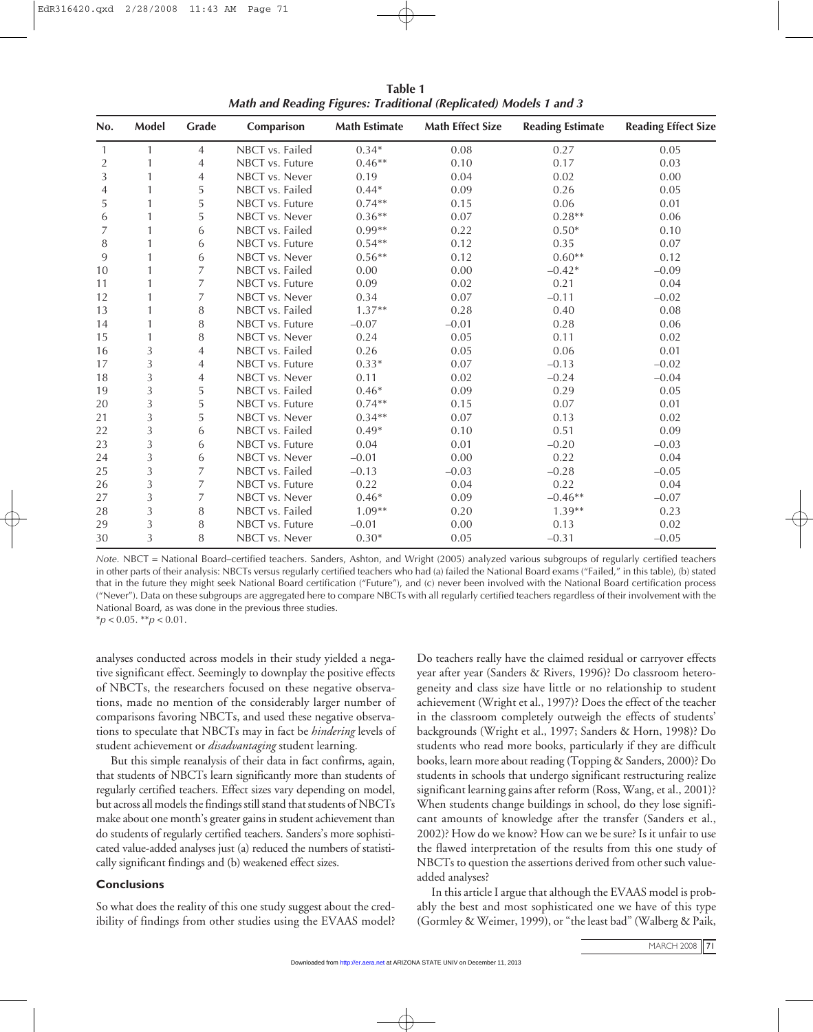**Table 1**
***Math and Reading Figures: Traditional (Replicated) Models 1 and 3***

| No. | Model | Grade | Comparison | Math Estimate | Math Effect Size | Reading Estimate | Reading Effect Size |
|---|---|---|---|---|---|---|---|
| 1 | 1 | 4 | NBCT vs. Failed | 0.34* | 0.08 | 0.27 | 0.05 |
| 2 | 1 | 4 | NBCT vs. Future | 0.46** | 0.10 | 0.17 | 0.03 |
| 3 | 1 | 4 | NBCT vs. Never | 0.19 | 0.04 | 0.02 | 0.00 |
| 4 | 1 | 5 | NBCT vs. Failed | 0.44* | 0.09 | 0.26 | 0.05 |
| 5 | 1 | 5 | NBCT vs. Future | 0.74** | 0.15 | 0.06 | 0.01 |
| 6 | 1 | 5 | NBCT vs. Never | 0.36** | 0.07 | 0.28** | 0.06 |
| 7 | 1 | 6 | NBCT vs. Failed | 0.99** | 0.22 | 0.50* | 0.10 |
| 8 | 1 | 6 | NBCT vs. Future | 0.54** | 0.12 | 0.35 | 0.07 |
| 9 | 1 | 6 | NBCT vs. Never | 0.56** | 0.12 | 0.60** | 0.12 |
| 10 | 1 | 7 | NBCT vs. Failed | 0.00 | 0.00 | −0.42* | −0.09 |
| 11 | 1 | 7 | NBCT vs. Future | 0.09 | 0.02 | 0.21 | 0.04 |
| 12 | 1 | 7 | NBCT vs. Never | 0.34 | 0.07 | −0.11 | −0.02 |
| 13 | 1 | 8 | NBCT vs. Failed | 1.37** | 0.28 | 0.40 | 0.08 |
| 14 | 1 | 8 | NBCT vs. Future | −0.07 | −0.01 | 0.28 | 0.06 |
| 15 | 1 | 8 | NBCT vs. Never | 0.24 | 0.05 | 0.11 | 0.02 |
| 16 | 3 | 4 | NBCT vs. Failed | 0.26 | 0.05 | 0.06 | 0.01 |
| 17 | 3 | 4 | NBCT vs. Future | 0.33* | 0.07 | −0.13 | −0.02 |
| 18 | 3 | 4 | NBCT vs. Never | 0.11 | 0.02 | −0.24 | −0.04 |
| 19 | 3 | 5 | NBCT vs. Failed | 0.46* | 0.09 | 0.29 | 0.05 |
| 20 | 3 | 5 | NBCT vs. Future | 0.74** | 0.15 | 0.07 | 0.01 |
| 21 | 3 | 5 | NBCT vs. Never | 0.34** | 0.07 | 0.13 | 0.02 |
| 22 | 3 | 6 | NBCT vs. Failed | 0.49* | 0.10 | 0.51 | 0.09 |
| 23 | 3 | 6 | NBCT vs. Future | 0.04 | 0.01 | −0.20 | −0.03 |
| 24 | 3 | 6 | NBCT vs. Never | −0.01 | 0.00 | 0.22 | 0.04 |
| 25 | 3 | 7 | NBCT vs. Failed | −0.13 | −0.03 | −0.28 | −0.05 |
| 26 | 3 | 7 | NBCT vs. Future | 0.22 | 0.04 | 0.22 | 0.04 |
| 27 | 3 | 7 | NBCT vs. Never | 0.46* | 0.09 | −0.46** | −0.07 |
| 28 | 3 | 8 | NBCT vs. Failed | 1.09** | 0.20 | 1.39** | 0.23 |
| 29 | 3 | 8 | NBCT vs. Future | −0.01 | 0.00 | 0.13 | 0.02 |
| 30 | 3 | 8 | NBCT vs. Never | 0.30* | 0.05 | −0.31 | −0.05 |

*Note.* NBCT = National Board–certified teachers. Sanders, Ashton, and Wright (2005) analyzed various subgroups of regularly certified teachers in other parts of their analysis: NBCTs versus regularly certified teachers who had (a) failed the National Board exams ("Failed," in this table), (b) stated that in the future they might seek National Board certification ("Future"), and (c) never been involved with the National Board certification process ("Never"). Data on these subgroups are aggregated here to compare NBCTs with all regularly certified teachers regardless of their involvement with the National Board, as was done in the previous three studies.
*$p < 0.05$. **$p < 0.01$.

analyses conducted across models in their study yielded a negative significant effect. Seemingly to downplay the positive effects of NBCTs, the researchers focused on these negative observations, made no mention of the considerably larger number of comparisons favoring NBCTs, and used these negative observations to speculate that NBCTs may in fact be *hindering* levels of student achievement or *disadvantaging* student learning.

But this simple reanalysis of their data in fact confirms, again, that students of NBCTs learn significantly more than students of regularly certified teachers. Effect sizes vary depending on model, but across all models the findings still stand that students of NBCTs make about one month's greater gains in student achievement than do students of regularly certified teachers. Sanders's more sophisticated value-added analyses just (a) reduced the numbers of statistically significant findings and (b) weakened effect sizes.

## Conclusions

So what does the reality of this one study suggest about the credibility of findings from other studies using the EVAAS model? Do teachers really have the claimed residual or carryover effects year after year (Sanders & Rivers, 1996)? Do classroom heterogeneity and class size have little or no relationship to student achievement (Wright et al., 1997)? Does the effect of the teacher in the classroom completely outweigh the effects of students' backgrounds (Wright et al., 1997; Sanders & Horn, 1998)? Do students who read more books, particularly if they are difficult books, learn more about reading (Topping & Sanders, 2000)? Do students in schools that undergo significant restructuring realize significant learning gains after reform (Ross, Wang, et al., 2001)? When students change buildings in school, do they lose significant amounts of knowledge after the transfer (Sanders et al., 2002)? How do we know? How can we be sure? Is it unfair to use the flawed interpretation of the results from this one study of NBCTs to question the assertions derived from other such value-added analyses?

In this article I argue that although the EVAAS model is probably the best and most sophisticated one we have of this type (Gormley & Weimer, 1999), or "the least bad" (Walberg & Paik,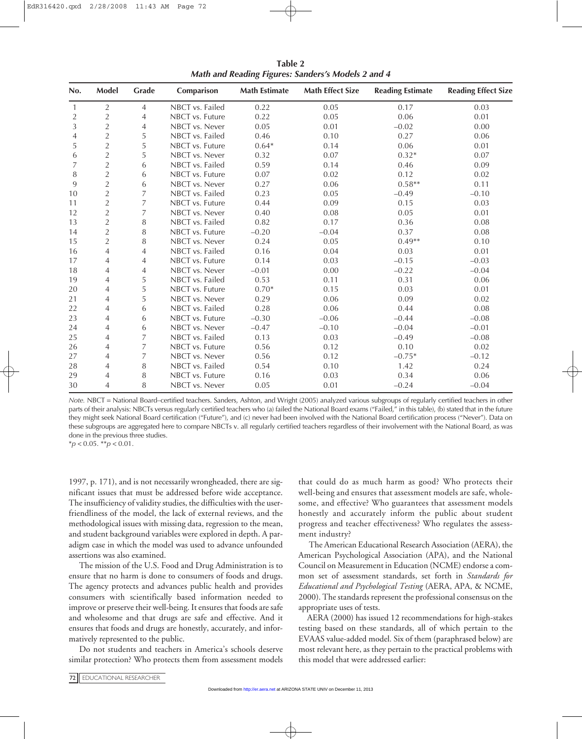**Table 2**
***Math and Reading Figures: Sanders's Models 2 and 4***

| No. | Model | Grade | Comparison | Math Estimate | Math Effect Size | Reading Estimate | Reading Effect Size |
|---|---|---|---|---|---|---|---|
| 1 | 2 | 4 | NBCT vs. Failed | 0.22 | 0.05 | 0.17 | 0.03 |
| 2 | 2 | 4 | NBCT vs. Future | 0.22 | 0.05 | 0.06 | 0.01 |
| 3 | 2 | 4 | NBCT vs. Never | 0.05 | 0.01 | –0.02 | 0.00 |
| 4 | 2 | 5 | NBCT vs. Failed | 0.46 | 0.10 | 0.27 | 0.06 |
| 5 | 2 | 5 | NBCT vs. Future | 0.64* | 0.14 | 0.06 | 0.01 |
| 6 | 2 | 5 | NBCT vs. Never | 0.32 | 0.07 | 0.32* | 0.07 |
| 7 | 2 | 6 | NBCT vs. Failed | 0.59 | 0.14 | 0.46 | 0.09 |
| 8 | 2 | 6 | NBCT vs. Future | 0.07 | 0.02 | 0.12 | 0.02 |
| 9 | 2 | 6 | NBCT vs. Never | 0.27 | 0.06 | 0.58** | 0.11 |
| 10 | 2 | 7 | NBCT vs. Failed | 0.23 | 0.05 | –0.49 | –0.10 |
| 11 | 2 | 7 | NBCT vs. Future | 0.44 | 0.09 | 0.15 | 0.03 |
| 12 | 2 | 7 | NBCT vs. Never | 0.40 | 0.08 | 0.05 | 0.01 |
| 13 | 2 | 8 | NBCT vs. Failed | 0.82 | 0.17 | 0.36 | 0.08 |
| 14 | 2 | 8 | NBCT vs. Future | –0.20 | –0.04 | 0.37 | 0.08 |
| 15 | 2 | 8 | NBCT vs. Never | 0.24 | 0.05 | 0.49** | 0.10 |
| 16 | 4 | 4 | NBCT vs. Failed | 0.16 | 0.04 | 0.03 | 0.01 |
| 17 | 4 | 4 | NBCT vs. Future | 0.14 | 0.03 | –0.15 | –0.03 |
| 18 | 4 | 4 | NBCT vs. Never | –0.01 | 0.00 | –0.22 | –0.04 |
| 19 | 4 | 5 | NBCT vs. Failed | 0.53 | 0.11 | 0.31 | 0.06 |
| 20 | 4 | 5 | NBCT vs. Future | 0.70* | 0.15 | 0.03 | 0.01 |
| 21 | 4 | 5 | NBCT vs. Never | 0.29 | 0.06 | 0.09 | 0.02 |
| 22 | 4 | 6 | NBCT vs. Failed | 0.28 | 0.06 | 0.44 | 0.08 |
| 23 | 4 | 6 | NBCT vs. Future | –0.30 | –0.06 | –0.44 | –0.08 |
| 24 | 4 | 6 | NBCT vs. Never | –0.47 | –0.10 | –0.04 | –0.01 |
| 25 | 4 | 7 | NBCT vs. Failed | 0.13 | 0.03 | –0.49 | –0.08 |
| 26 | 4 | 7 | NBCT vs. Future | 0.56 | 0.12 | 0.10 | 0.02 |
| 27 | 4 | 7 | NBCT vs. Never | 0.56 | 0.12 | –0.75* | –0.12 |
| 28 | 4 | 8 | NBCT vs. Failed | 0.54 | 0.10 | 1.42 | 0.24 |
| 29 | 4 | 8 | NBCT vs. Future | 0.16 | 0.03 | 0.34 | 0.06 |
| 30 | 4 | 8 | NBCT vs. Never | 0.05 | 0.01 | –0.24 | –0.04 |

*Note.* NBCT = National Board–certified teachers. Sanders, Ashton, and Wright (2005) analyzed various subgroups of regularly certified teachers in other parts of their analysis: NBCTs versus regularly certified teachers who (a) failed the National Board exams ("Failed," in this table), (b) stated that in the future they might seek National Board certification ("Future"), and (c) never had been involved with the National Board certification process ("Never"). Data on these subgroups are aggregated here to compare NBCTs v. all regularly certified teachers regardless of their involvement with the National Board, as was done in the previous three studies.
*$p < 0.05$. **$p < 0.01$.

1997, p. 171), and is not necessarily wrongheaded, there are significant issues that must be addressed before wide acceptance. The insufficiency of validity studies, the difficulties with the user-friendliness of the model, the lack of external reviews, and the methodological issues with missing data, regression to the mean, and student background variables were explored in depth. A paradigm case in which the model was used to advance unfounded assertions was also examined.

The mission of the U.S. Food and Drug Administration is to ensure that no harm is done to consumers of foods and drugs. The agency protects and advances public health and provides consumers with scientifically based information needed to improve or preserve their well-being. It ensures that foods are safe and wholesome and that drugs are safe and effective. And it ensures that foods and drugs are honestly, accurately, and informatively represented to the public.

Do not students and teachers in America's schools deserve similar protection? Who protects them from assessment models that could do as much harm as good? Who protects their well-being and ensures that assessment models are safe, wholesome, and effective? Who guarantees that assessment models honestly and accurately inform the public about student progress and teacher effectiveness? Who regulates the assessment industry?

The American Educational Research Association (AERA), the American Psychological Association (APA), and the National Council on Measurement in Education (NCME) endorse a common set of assessment standards, set forth in *Standards for Educational and Psychological Testing* (AERA, APA, & NCME, 2000). The standards represent the professional consensus on the appropriate uses of tests.

AERA (2000) has issued 12 recommendations for high-stakes testing based on these standards, all of which pertain to the EVAAS value-added model. Six of them (paraphrased below) are most relevant here, as they pertain to the practical problems with this model that were addressed earlier: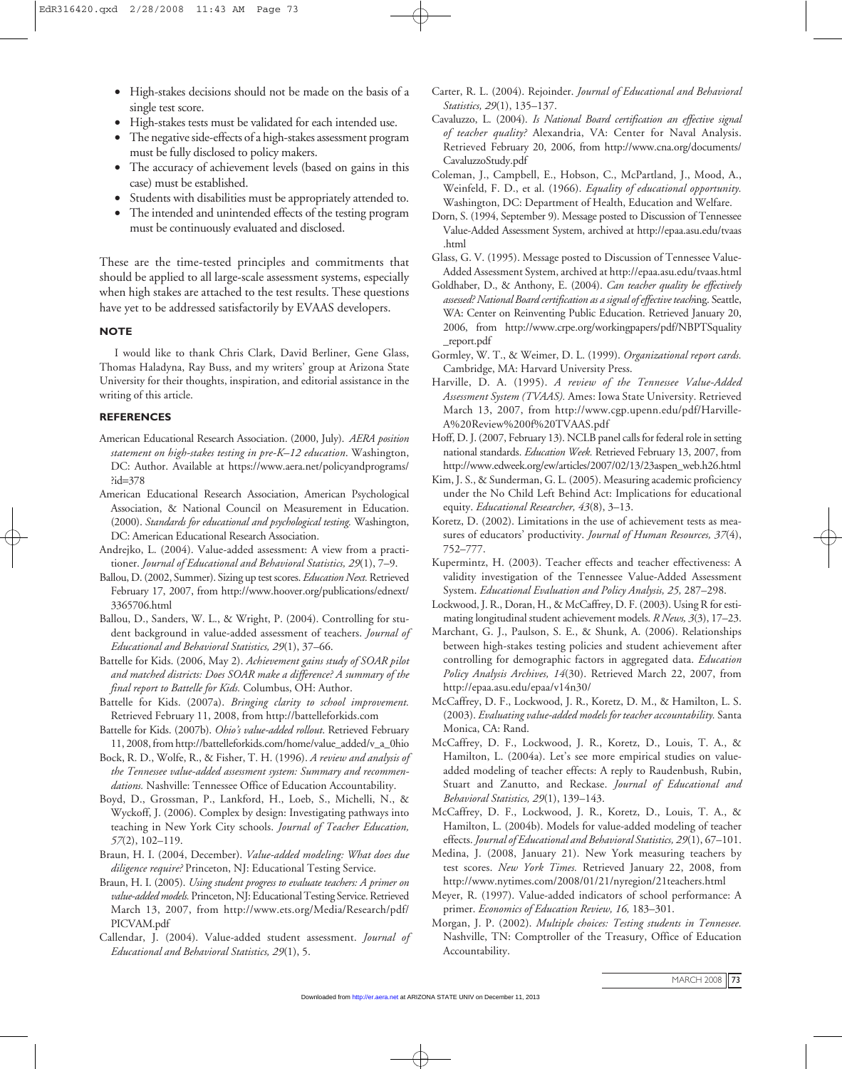- High-stakes decisions should not be made on the basis of a single test score.
- High-stakes tests must be validated for each intended use.
- The negative side-effects of a high-stakes assessment program must be fully disclosed to policy makers.
- The accuracy of achievement levels (based on gains in this case) must be established.
- Students with disabilities must be appropriately attended to.
- The intended and unintended effects of the testing program must be continuously evaluated and disclosed.

These are the time-tested principles and commitments that should be applied to all large-scale assessment systems, especially when high stakes are attached to the test results. These questions have yet to be addressed satisfactorily by EVAAS developers.

## NOTE

I would like to thank Chris Clark, David Berliner, Gene Glass, Thomas Haladyna, Ray Buss, and my writers' group at Arizona State University for their thoughts, inspiration, and editorial assistance in the writing of this article.

## REFERENCES

American Educational Research Association. (2000, July). *AERA position statement on high-stakes testing in pre-K–12 education*. Washington, DC: Author. Available at https://www.aera.net/policyandprograms/?id=378

American Educational Research Association, American Psychological Association, & National Council on Measurement in Education. (2000). *Standards for educational and psychological testing.* Washington, DC: American Educational Research Association.

Andrejko, L. (2004). Value-added assessment: A view from a practitioner. *Journal of Educational and Behavioral Statistics, 29*(1), 7–9.

Ballou, D. (2002, Summer). Sizing up test scores. *Education Next.* Retrieved February 17, 2007, from http://www.hoover.org/publications/ednext/3365706.html

Ballou, D., Sanders, W. L., & Wright, P. (2004). Controlling for student background in value-added assessment of teachers. *Journal of Educational and Behavioral Statistics, 29*(1), 37–66.

Battelle for Kids. (2006, May 2). *Achievement gains study of SOAR pilot and matched districts: Does SOAR make a difference? A summary of the final report to Battelle for Kids.* Columbus, OH: Author.

Battelle for Kids. (2007a). *Bringing clarity to school improvement.* Retrieved February 11, 2008, from http://battelleforkids.com

Battelle for Kids. (2007b). *Ohio's value-added rollout.* Retrieved February 11, 2008, from http://battelleforkids.com/home/value_added/v_a_0hio

Bock, R. D., Wolfe, R., & Fisher, T. H. (1996). *A review and analysis of the Tennessee value-added assessment system: Summary and recommendations.* Nashville: Tennessee Office of Education Accountability.

Boyd, D., Grossman, P., Lankford, H., Loeb, S., Michelli, N., & Wyckoff, J. (2006). Complex by design: Investigating pathways into teaching in New York City schools. *Journal of Teacher Education, 57*(2), 102–119.

Braun, H. I. (2004, December). *Value-added modeling: What does due diligence require?* Princeton, NJ: Educational Testing Service.

Braun, H. I. (2005). *Using student progress to evaluate teachers: A primer on value-added models.* Princeton, NJ: Educational Testing Service. Retrieved March 13, 2007, from http://www.ets.org/Media/Research/pdf/PICVAM.pdf

Callendar, J. (2004). Value-added student assessment. *Journal of Educational and Behavioral Statistics, 29*(1), 5.

Carter, R. L. (2004). Rejoinder. *Journal of Educational and Behavioral Statistics, 29*(1), 135–137.

Cavaluzzo, L. (2004). *Is National Board certification an effective signal of teacher quality?* Alexandria, VA: Center for Naval Analysis. Retrieved February 20, 2006, from http://www.cna.org/documents/CavaluzzoStudy.pdf

Coleman, J., Campbell, E., Hobson, C., McPartland, J., Mood, A., Weinfeld, F. D., et al. (1966). *Equality of educational opportunity.* Washington, DC: Department of Health, Education and Welfare.

Dorn, S. (1994, September 9). Message posted to Discussion of Tennessee Value-Added Assessment System, archived at http://epaa.asu.edu/tvaas.html

Glass, G. V. (1995). Message posted to Discussion of Tennessee Value-Added Assessment System, archived at http://epaa.asu.edu/tvaas.html

Goldhaber, D., & Anthony, E. (2004). *Can teacher quality be effectively assessed? National Board certification as a signal of effective teach*ing. Seattle, WA: Center on Reinventing Public Education. Retrieved January 20, 2006, from http://www.crpe.org/workingpapers/pdf/NBPTSquality_report.pdf

Gormley, W. T., & Weimer, D. L. (1999). *Organizational report cards.* Cambridge, MA: Harvard University Press.

Harville, D. A. (1995). *A review of the Tennessee Value-Added Assessment System (TVAAS).* Ames: Iowa State University. Retrieved March 13, 2007, from http://www.cgp.upenn.edu/pdf/Harville-A%20Review%200f%20TVAAS.pdf

Hoff, D. J. (2007, February 13). NCLB panel calls for federal role in setting national standards. *Education Week.* Retrieved February 13, 2007, from http://www.edweek.org/ew/articles/2007/02/13/23aspen_web.h26.html

Kim, J. S., & Sunderman, G. L. (2005). Measuring academic proficiency under the No Child Left Behind Act: Implications for educational equity. *Educational Researcher, 43*(8), 3–13.

Koretz, D. (2002). Limitations in the use of achievement tests as measures of educators' productivity. *Journal of Human Resources, 37*(4), 752–777.

Kupermintz, H. (2003). Teacher effects and teacher effectiveness: A validity investigation of the Tennessee Value-Added Assessment System. *Educational Evaluation and Policy Analysis, 25,* 287–298.

Lockwood, J. R., Doran, H., & McCaffrey, D. F. (2003). Using R for estimating longitudinal student achievement models. *R News, 3*(3), 17–23.

Marchant, G. J., Paulson, S. E., & Shunk, A. (2006). Relationships between high-stakes testing policies and student achievement after controlling for demographic factors in aggregated data. *Education Policy Analysis Archives, 14*(30). Retrieved March 22, 2007, from http://epaa.asu.edu/epaa/v14n30/

McCaffrey, D. F., Lockwood, J. R., Koretz, D. M., & Hamilton, L. S. (2003). *Evaluating value-added models for teacher accountability.* Santa Monica, CA: Rand.

McCaffrey, D. F., Lockwood, J. R., Koretz, D., Louis, T. A., & Hamilton, L. (2004a). Let's see more empirical studies on value-added modeling of teacher effects: A reply to Raudenbush, Rubin, Stuart and Zanutto, and Reckase. *Journal of Educational and Behavioral Statistics, 29*(1), 139–143.

McCaffrey, D. F., Lockwood, J. R., Koretz, D., Louis, T. A., & Hamilton, L. (2004b). Models for value-added modeling of teacher effects. *Journal of Educational and Behavioral Statistics, 29*(1), 67–101.

Medina, J. (2008, January 21). New York measuring teachers by test scores. *New York Times.* Retrieved January 22, 2008, from http://www.nytimes.com/2008/01/21/nyregion/21teachers.html

Meyer, R. (1997). Value-added indicators of school performance: A primer. *Economics of Education Review, 16,* 183–301.

Morgan, J. P. (2002). *Multiple choices: Testing students in Tennessee.* Nashville, TN: Comptroller of the Treasury, Office of Education Accountability.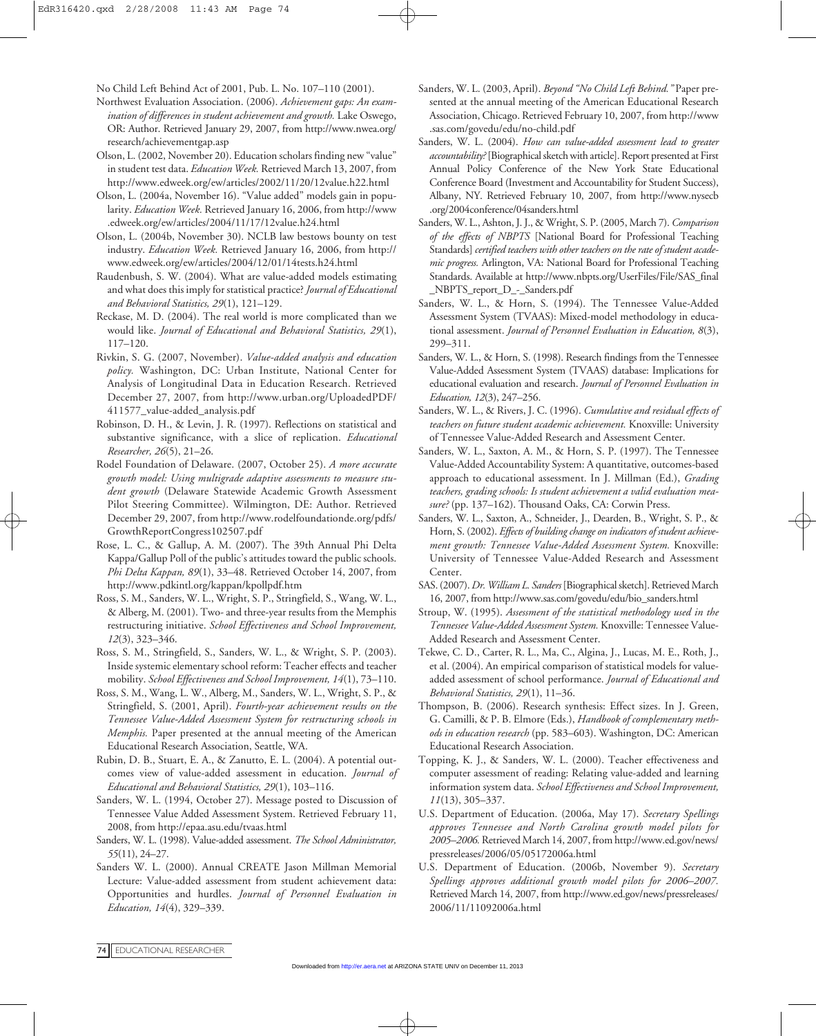No Child Left Behind Act of 2001, Pub. L. No. 107–110 (2001).

Northwest Evaluation Association. (2006). *Achievement gaps: An examination of differences in student achievement and growth.* Lake Oswego, OR: Author. Retrieved January 29, 2007, from http://www.nwea.org/research/achievementgap.asp

Olson, L. (2002, November 20). Education scholars finding new "value" in student test data. *Education Week.* Retrieved March 13, 2007, from http://www.edweek.org/ew/articles/2002/11/20/12value.h22.html

Olson, L. (2004a, November 16). "Value added" models gain in popularity. *Education Week.* Retrieved January 16, 2006, from http://www.edweek.org/ew/articles/2004/11/17/12value.h24.html

Olson, L. (2004b, November 30). NCLB law bestows bounty on test industry. *Education Week.* Retrieved January 16, 2006, from http://www.edweek.org/ew/articles/2004/12/01/14tests.h24.html

Raudenbush, S. W. (2004). What are value-added models estimating and what does this imply for statistical practice? *Journal of Educational and Behavioral Statistics, 29*(1), 121–129.

Reckase, M. D. (2004). The real world is more complicated than we would like. *Journal of Educational and Behavioral Statistics, 29*(1), 117–120.

Rivkin, S. G. (2007, November). *Value-added analysis and education policy.* Washington, DC: Urban Institute, National Center for Analysis of Longitudinal Data in Education Research. Retrieved December 27, 2007, from http://www.urban.org/UploadedPDF/411577_value-added_analysis.pdf

Robinson, D. H., & Levin, J. R. (1997). Reflections on statistical and substantive significance, with a slice of replication. *Educational Researcher, 26*(5), 21–26.

Rodel Foundation of Delaware. (2007, October 25). *A more accurate growth model: Using multigrade adaptive assessments to measure student growth* (Delaware Statewide Academic Growth Assessment Pilot Steering Committee). Wilmington, DE: Author. Retrieved December 29, 2007, from http://www.rodelfoundationde.org/pdfs/GrowthReportCongress102507.pdf

Rose, L. C., & Gallup, A. M. (2007). The 39th Annual Phi Delta Kappa/Gallup Poll of the public's attitudes toward the public schools. *Phi Delta Kappan, 89*(1), 33–48. Retrieved October 14, 2007, from http://www.pdkintl.org/kappan/kpollpdf.htm

Ross, S. M., Sanders, W. L., Wright, S. P., Stringfield, S., Wang, W. L., & Alberg, M. (2001). Two- and three-year results from the Memphis restructuring initiative. *School Effectiveness and School Improvement, 12*(3), 323–346.

Ross, S. M., Stringfield, S., Sanders, W. L., & Wright, S. P. (2003). Inside systemic elementary school reform: Teacher effects and teacher mobility. *School Effectiveness and School Improvement, 14*(1), 73–110.

Ross, S. M., Wang, L. W., Alberg, M., Sanders, W. L., Wright, S. P., & Stringfield, S. (2001, April). *Fourth-year achievement results on the Tennessee Value-Added Assessment System for restructuring schools in Memphis.* Paper presented at the annual meeting of the American Educational Research Association, Seattle, WA.

Rubin, D. B., Stuart, E. A., & Zanutto, E. L. (2004). A potential outcomes view of value-added assessment in education. *Journal of Educational and Behavioral Statistics, 29*(1), 103–116.

Sanders, W. L. (1994, October 27). Message posted to Discussion of Tennessee Value Added Assessment System. Retrieved February 11, 2008, from http://epaa.asu.edu/tvaas.html

Sanders, W. L. (1998). Value-added assessment. *The School Administrator, 55*(11), 24–27.

Sanders W. L. (2000). Annual CREATE Jason Millman Memorial Lecture: Value-added assessment from student achievement data: Opportunities and hurdles. *Journal of Personnel Evaluation in Education, 14*(4), 329–339.

Sanders, W. L. (2003, April). *Beyond "No Child Left Behind."* Paper presented at the annual meeting of the American Educational Research Association, Chicago. Retrieved February 10, 2007, from http://www.sas.com/govedu/edu/no-child.pdf

Sanders, W. L. (2004). *How can value-added assessment lead to greater accountability?* [Biographical sketch with article]. Report presented at First Annual Policy Conference of the New York State Educational Conference Board (Investment and Accountability for Student Success), Albany, NY. Retrieved February 10, 2007, from http://www.nysecb.org/2004conference/04sanders.html

Sanders, W. L., Ashton, J. J., & Wright, S. P. (2005, March 7). *Comparison of the effects of NBPTS* [National Board for Professional Teaching Standards] *certified teachers with other teachers on the rate of student academic progress.* Arlington, VA: National Board for Professional Teaching Standards. Available at http://www.nbpts.org/UserFiles/File/SAS_final_NBPTS_report_D_-_Sanders.pdf

Sanders, W. L., & Horn, S. (1994). The Tennessee Value-Added Assessment System (TVAAS): Mixed-model methodology in educational assessment. *Journal of Personnel Evaluation in Education, 8*(3), 299–311.

Sanders, W. L., & Horn, S. (1998). Research findings from the Tennessee Value-Added Assessment System (TVAAS) database: Implications for educational evaluation and research. *Journal of Personnel Evaluation in Education, 12*(3), 247–256.

Sanders, W. L., & Rivers, J. C. (1996). *Cumulative and residual effects of teachers on future student academic achievement.* Knoxville: University of Tennessee Value-Added Research and Assessment Center.

Sanders, W. L., Saxton, A. M., & Horn, S. P. (1997). The Tennessee Value-Added Accountability System: A quantitative, outcomes-based approach to educational assessment. In J. Millman (Ed.), *Grading teachers, grading schools: Is student achievement a valid evaluation measure?* (pp. 137–162). Thousand Oaks, CA: Corwin Press.

Sanders, W. L., Saxton, A., Schneider, J., Dearden, B., Wright, S. P., & Horn, S. (2002). *Effects of building change on indicators of student achievement growth: Tennessee Value-Added Assessment System.* Knoxville: University of Tennessee Value-Added Research and Assessment Center.

SAS. (2007). *Dr. William L. Sanders* [Biographical sketch]. Retrieved March 16, 2007, from http://www.sas.com/govedu/edu/bio_sanders.html

Stroup, W. (1995). *Assessment of the statistical methodology used in the Tennessee Value-Added Assessment System.* Knoxville: Tennessee Value-Added Research and Assessment Center.

Tekwe, C. D., Carter, R. L., Ma, C., Algina, J., Lucas, M. E., Roth, J., et al. (2004). An empirical comparison of statistical models for value-added assessment of school performance. *Journal of Educational and Behavioral Statistics, 29*(1), 11–36.

Thompson, B. (2006). Research synthesis: Effect sizes. In J. Green, G. Camilli, & P. B. Elmore (Eds.), *Handbook of complementary methods in education research* (pp. 583–603). Washington, DC: American Educational Research Association.

Topping, K. J., & Sanders, W. L. (2000). Teacher effectiveness and computer assessment of reading: Relating value-added and learning information system data. *School Effectiveness and School Improvement, 11*(13), 305–337.

U.S. Department of Education. (2006a, May 17). *Secretary Spellings approves Tennessee and North Carolina growth model pilots for 2005–2006.* Retrieved March 14, 2007, from http://www.ed.gov/news/pressreleases/2006/05/05172006a.html

U.S. Department of Education. (2006b, November 9). *Secretary Spellings approves additional growth model pilots for 2006–2007.* Retrieved March 14, 2007, from http://www.ed.gov/news/pressreleases/2006/11/11092006a.html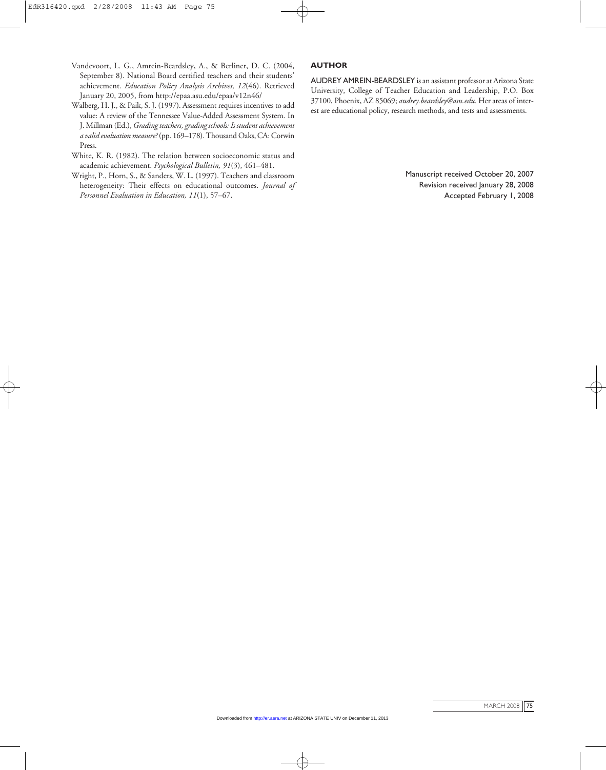Vandevoort, L. G., Amrein-Beardsley, A., & Berliner, D. C. (2004, September 8). National Board certified teachers and their students' achievement. *Education Policy Analysis Archives, 12*(46). Retrieved January 20, 2005, from http://epaa.asu.edu/epaa/v12n46/

Walberg, H. J., & Paik, S. J. (1997). Assessment requires incentives to add value: A review of the Tennessee Value-Added Assessment System. In J. Millman (Ed.), *Grading teachers, grading schools: Is student achievement a valid evaluation measure?* (pp. 169–178). Thousand Oaks, CA: Corwin Press.

White, K. R. (1982). The relation between socioeconomic status and academic achievement. *Psychological Bulletin, 91*(3), 461–481.

Wright, P., Horn, S., & Sanders, W. L. (1997). Teachers and classroom heterogeneity: Their effects on educational outcomes. *Journal of Personnel Evaluation in Education, 11*(1), 57–67.

## AUTHOR

AUDREY AMREIN-BEARDSLEY is an assistant professor at Arizona State University, College of Teacher Education and Leadership, P.O. Box 37100, Phoenix, AZ 85069; *audrey.beardsley@asu.edu.* Her areas of interest are educational policy, research methods, and tests and assessments.

Manuscript received October 20, 2007
Revision received January 28, 2008
Accepted February 1, 2008